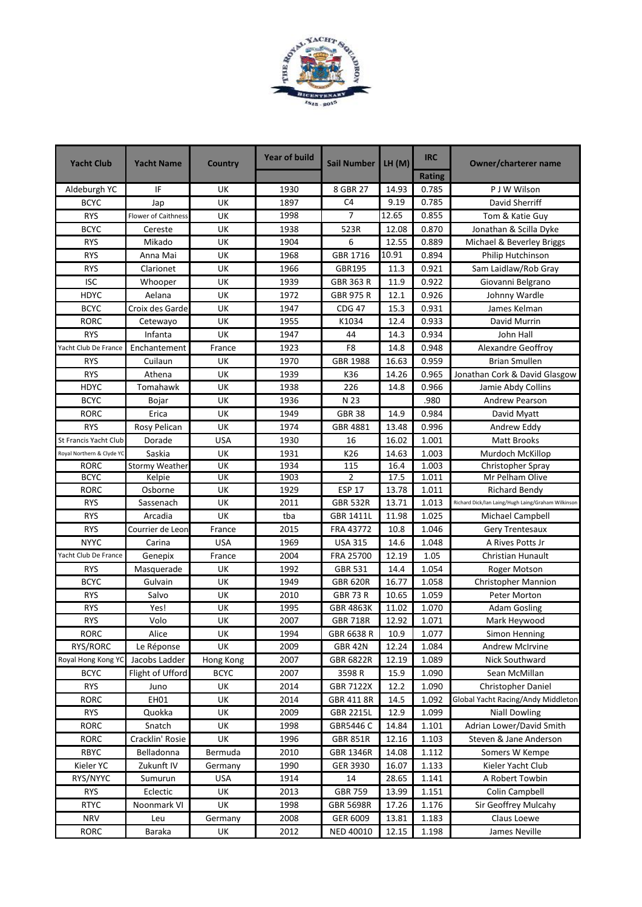| Yacht Club | Yacht Name | Country | Year of build | Sail Number | LH (M) | IRC Rating | Owner/charterer name |
|---|---|---|---|---|---|---|---|
| Aldeburgh YC | IF | UK | 1930 | 8 GBR 27 | 14.93 | 0.785 | P J W Wilson |
| BCYC | Jap | UK | 1897 | C4 | 9.19 | 0.785 | David Sherriff |
| RYS | Flower of Caithness | UK | 1998 | 7 | 12.65 | 0.855 | Tom & Katie Guy |
| BCYC | Cereste | UK | 1938 | 523R | 12.08 | 0.870 | Jonathan & Scilla Dyke |
| RYS | Mikado | UK | 1904 | 6 | 12.55 | 0.889 | Michael & Beverley Briggs |
| RYS | Anna Mai | UK | 1968 | GBR 1716 | 10.91 | 0.894 | Philip Hutchinson |
| RYS | Clarionet | UK | 1966 | GBR195 | 11.3 | 0.921 | Sam Laidlaw/Rob Gray |
| ISC | Whooper | UK | 1939 | GBR 363 R | 11.9 | 0.922 | Giovanni Belgrano |
| HDYC | Aelana | UK | 1972 | GBR 975 R | 12.1 | 0.926 | Johnny Wardle |
| BCYC | Croix des Garde | UK | 1947 | CDG 47 | 15.3 | 0.931 | James Kelman |
| RORC | Cetewayo | UK | 1955 | K1034 | 12.4 | 0.933 | David Murrin |
| RYS | Infanta | UK | 1947 | 44 | 14.3 | 0.934 | John Hall |
| Yacht Club De France | Enchantement | France | 1923 | F8 | 14.8 | 0.948 | Alexandre Geoffroy |
| RYS | Cuilaun | UK | 1970 | GBR 1988 | 16.63 | 0.959 | Brian Smullen |
| RYS | Athena | UK | 1939 | K36 | 14.26 | 0.965 | Jonathan Cork & David Glasgow |
| HDYC | Tomahawk | UK | 1938 | 226 | 14.8 | 0.966 | Jamie Abdy Collins |
| BCYC | Bojar | UK | 1936 | N 23 | | .980 | Andrew Pearson |
| RORC | Erica | UK | 1949 | GBR 38 | 14.9 | 0.984 | David Myatt |
| RYS | Rosy Pelican | UK | 1974 | GBR 4881 | 13.48 | 0.996 | Andrew Eddy |
| St Francis Yacht Club | Dorade | USA | 1930 | 16 | 16.02 | 1.001 | Matt Brooks |
| Royal Northern & Clyde YC | Saskia | UK | 1931 | K26 | 14.63 | 1.003 | Murdoch McKillop |
| RORC | Stormy Weather | UK | 1934 | 115 | 16.4 | 1.003 | Christopher Spray |
| BCYC | Kelpie | UK | 1903 | 2 | 17.5 | 1.011 | Mr Pelham Olive |
| RORC | Osborne | UK | 1929 | ESP 17 | 13.78 | 1.011 | Richard Bendy |
| RYS | Sassenach | UK | 2011 | GBR 532R | 13.71 | 1.013 | Richard Dick/Ian Laing/Hugh Laing/Graham Wilkinson |
| RYS | Arcadia | UK | tba | GBR 1411L | 11.98 | 1.025 | Michael Campbell |
| RYS | Courrier de Leon | France | 2015 | FRA 43772 | 10.8 | 1.046 | Gery Trentesaux |
| NYYC | Carina | USA | 1969 | USA 315 | 14.6 | 1.048 | A Rives Potts Jr |
| Yacht Club De France | Genepix | France | 2004 | FRA 25700 | 12.19 | 1.05 | Christian Hunault |
| RYS | Masquerade | UK | 1992 | GBR 531 | 14.4 | 1.054 | Roger Motson |
| BCYC | Gulvain | UK | 1949 | GBR 620R | 16.77 | 1.058 | Christopher Mannion |
| RYS | Salvo | UK | 2010 | GBR 73 R | 10.65 | 1.059 | Peter Morton |
| RYS | Yes! | UK | 1995 | GBR 4863K | 11.02 | 1.070 | Adam Gosling |
| RYS | Volo | UK | 2007 | GBR 718R | 12.92 | 1.071 | Mark Heywood |
| RORC | Alice | UK | 1994 | GBR 6638 R | 10.9 | 1.077 | Simon Henning |
| RYS/RORC | Le Réponse | UK | 2009 | GBR 42N | 12.24 | 1.084 | Andrew McIrvine |
| Royal Hong Kong YC | Jacobs Ladder | Hong Kong | 2007 | GBR 6822R | 12.19 | 1.089 | Nick Southward |
| BCYC | Flight of Ufford | BCYC | 2007 | 3598 R | 15.9 | 1.090 | Sean McMillan |
| RYS | Juno | UK | 2014 | GBR 7122X | 12.2 | 1.090 | Christopher Daniel |
| RORC | EH01 | UK | 2014 | GBR 411 8R | 14.5 | 1.092 | Global Yacht Racing/Andy Middleton |
| RYS | Quokka | UK | 2009 | GBR 2215L | 12.9 | 1.099 | Niall Dowling |
| RORC | Snatch | UK | 1998 | GBR5446 C | 14.84 | 1.101 | Adrian Lower/David Smith |
| RORC | Cracklin' Rosie | UK | 1996 | GBR 851R | 12.16 | 1.103 | Steven & Jane Anderson |
| RBYC | Belladonna | Bermuda | 2010 | GBR 1346R | 14.08 | 1.112 | Somers W Kempe |
| Kieler YC | Zukunft IV | Germany | 1990 | GER 3930 | 16.07 | 1.133 | Kieler Yacht Club |
| RYS/NYYC | Sumurun | USA | 1914 | 14 | 28.65 | 1.141 | A Robert Towbin |
| RYS | Eclectic | UK | 2013 | GBR 759 | 13.99 | 1.151 | Colin Campbell |
| RTYC | Noonmark VI | UK | 1998 | GBR 5698R | 17.26 | 1.176 | Sir Geoffrey Mulcahy |
| NRV | Leu | Germany | 2008 | GER 6009 | 13.81 | 1.183 | Claus Loewe |
| RORC | Baraka | UK | 2012 | NED 40010 | 12.15 | 1.198 | James Neville |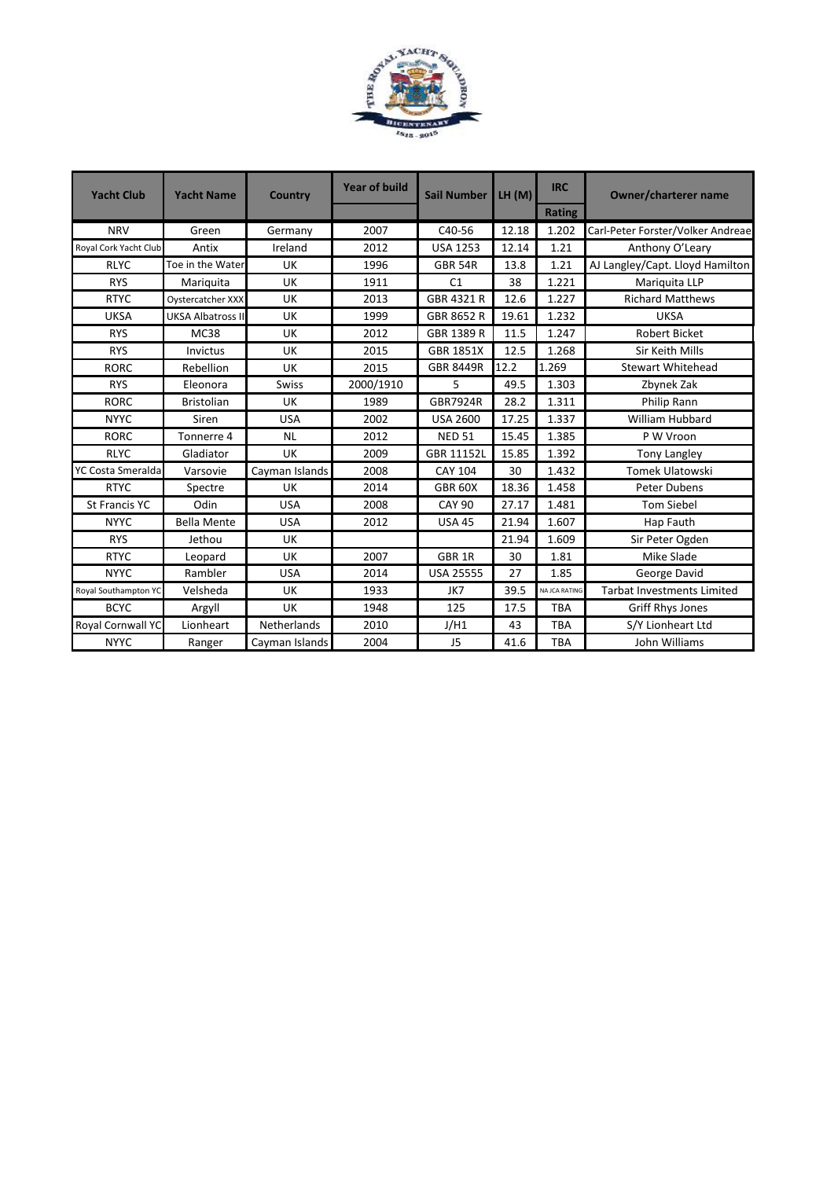| Yacht Club | Yacht Name | Country | Year of build | Sail Number | LH (M) | IRC Rating | Owner/charterer name |
|---|---|---|---|---|---|---|---|
| NRV | Green | Germany | 2007 | C40-56 | 12.18 | 1.202 | Carl-Peter Forster/Volker Andreae |
| Royal Cork Yacht Club | Antix | Ireland | 2012 | USA 1253 | 12.14 | 1.21 | Anthony O'Leary |
| RLYC | Toe in the Water | UK | 1996 | GBR 54R | 13.8 | 1.21 | AJ Langley/Capt. Lloyd Hamilton |
| RYS | Mariquita | UK | 1911 | C1 | 38 | 1.221 | Mariquita LLP |
| RTYC | Oystercatcher XXX | UK | 2013 | GBR 4321 R | 12.6 | 1.227 | Richard Matthews |
| UKSA | UKSA Albatross II | UK | 1999 | GBR 8652 R | 19.61 | 1.232 | UKSA |
| RYS | MC38 | UK | 2012 | GBR 1389 R | 11.5 | 1.247 | Robert Bicket |
| RYS | Invictus | UK | 2015 | GBR 1851X | 12.5 | 1.268 | Sir Keith Mills |
| RORC | Rebellion | UK | 2015 | GBR 8449R | 12.2 | 1.269 | Stewart Whitehead |
| RYS | Eleonora | Swiss | 2000/1910 | 5 | 49.5 | 1.303 | Zbynek Zak |
| RORC | Bristolian | UK | 1989 | GBR7924R | 28.2 | 1.311 | Philip Rann |
| NYYC | Siren | USA | 2002 | USA 2600 | 17.25 | 1.337 | William Hubbard |
| RORC | Tonnerre 4 | NL | 2012 | NED 51 | 15.45 | 1.385 | P W Vroon |
| RLYC | Gladiator | UK | 2009 | GBR 11152L | 15.85 | 1.392 | Tony Langley |
| YC Costa Smeralda | Varsovie | Cayman Islands | 2008 | CAY 104 | 30 | 1.432 | Tomek Ulatowski |
| RTYC | Spectre | UK | 2014 | GBR 60X | 18.36 | 1.458 | Peter Dubens |
| St Francis YC | Odin | USA | 2008 | CAY 90 | 27.17 | 1.481 | Tom Siebel |
| NYYC | Bella Mente | USA | 2012 | USA 45 | 21.94 | 1.607 | Hap Fauth |
| RYS | Jethou | UK | | | 21.94 | 1.609 | Sir Peter Ogden |
| RTYC | Leopard | UK | 2007 | GBR 1R | 30 | 1.81 | Mike Slade |
| NYYC | Rambler | USA | 2014 | USA 25555 | 27 | 1.85 | George David |
| Royal Southampton YC | Velsheda | UK | 1933 | JK7 | 39.5 | NA JCA RATING | Tarbat Investments Limited |
| BCYC | Argyll | UK | 1948 | 125 | 17.5 | TBA | Griff Rhys Jones |
| Royal Cornwall YC | Lionheart | Netherlands | 2010 | J/H1 | 43 | TBA | S/Y Lionheart Ltd |
| NYYC | Ranger | Cayman Islands | 2004 | J5 | 41.6 | TBA | John Williams |